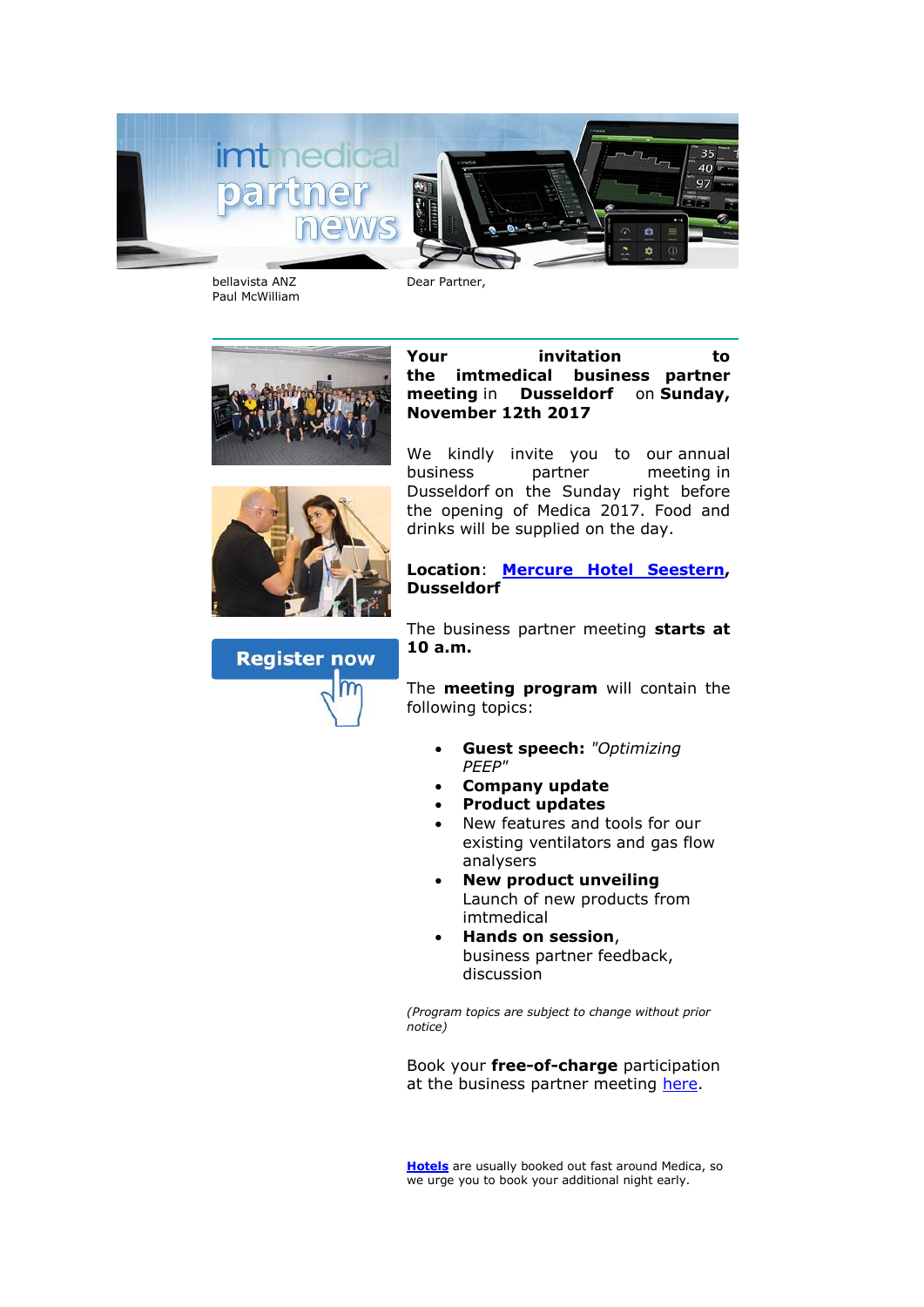bellavista ANZ
Paul McWilliam

Dear Partner,

**Your invitation to the imtmedical business partner meeting** in **Dusseldorf** on **Sunday, November 12th 2017**

We kindly invite you to our annual business partner meeting in Dusseldorf on the Sunday right before the opening of Medica 2017. Food and drinks will be supplied on the day.

**Location**: **Mercure Hotel Seestern, Dusseldorf**

The business partner meeting **starts at 10 a.m.**

The **meeting program** will contain the following topics:

- **Guest speech:** *"Optimizing PEEP"*
- **Company update**
- **Product updates**
- New features and tools for our existing ventilators and gas flow analysers
- **New product unveiling** Launch of new products from imtmedical
- **Hands on session**, business partner feedback, discussion

*(Program topics are subject to change without prior notice)*

Book your **free-of-charge** participation at the business partner meeting here.

Register now

**Hotels** are usually booked out fast around Medica, so we urge you to book your additional night early.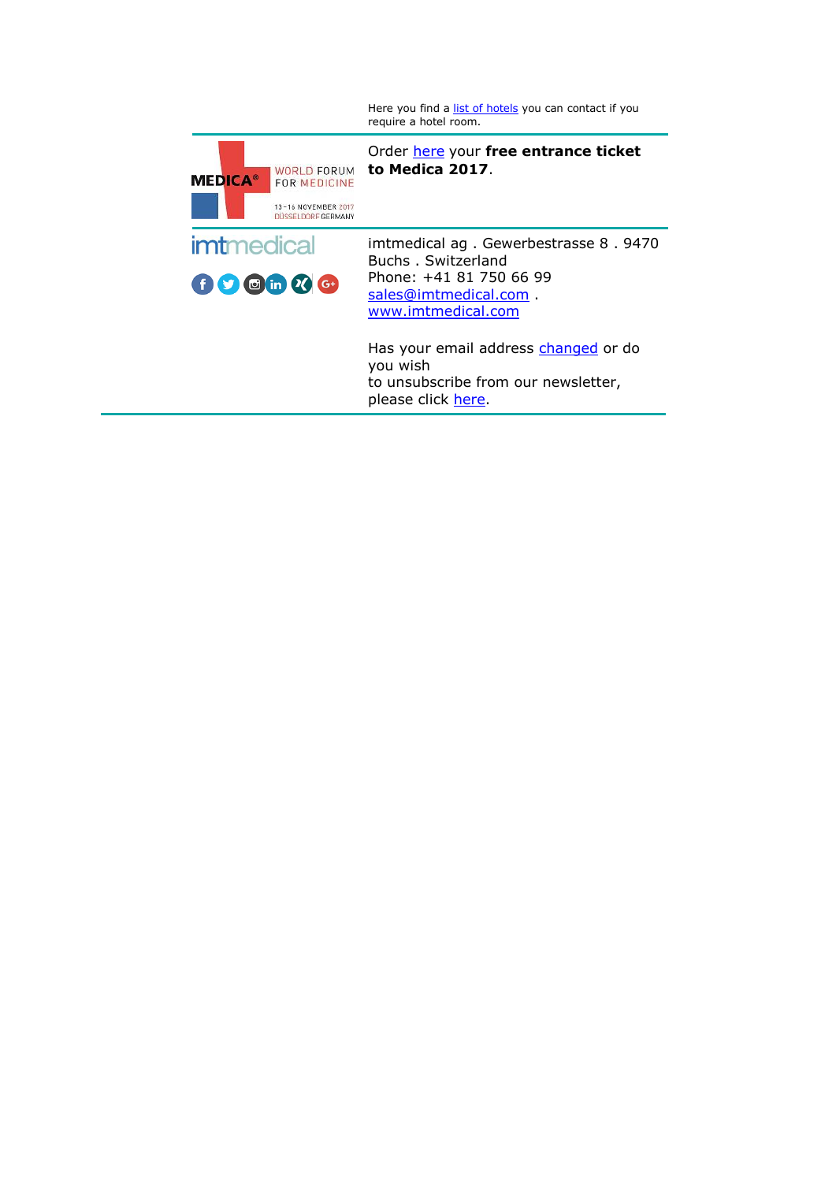Here you find a list of hotels you can contact if you require a hotel room.

MEDICA® WORLD FORUM FOR MEDICINE

13–16 NOVEMBER 2017 DÜSSELDORF GERMANY

Order here your **free entrance ticket to Medica 2017**.

imtmedical

imtmedical ag . Gewerbestrasse 8 . 9470 Buchs . Switzerland
Phone: +41 81 750 66 99
sales@imtmedical.com .
www.imtmedical.com

Has your email address changed or do you wish
to unsubscribe from our newsletter, please click here.